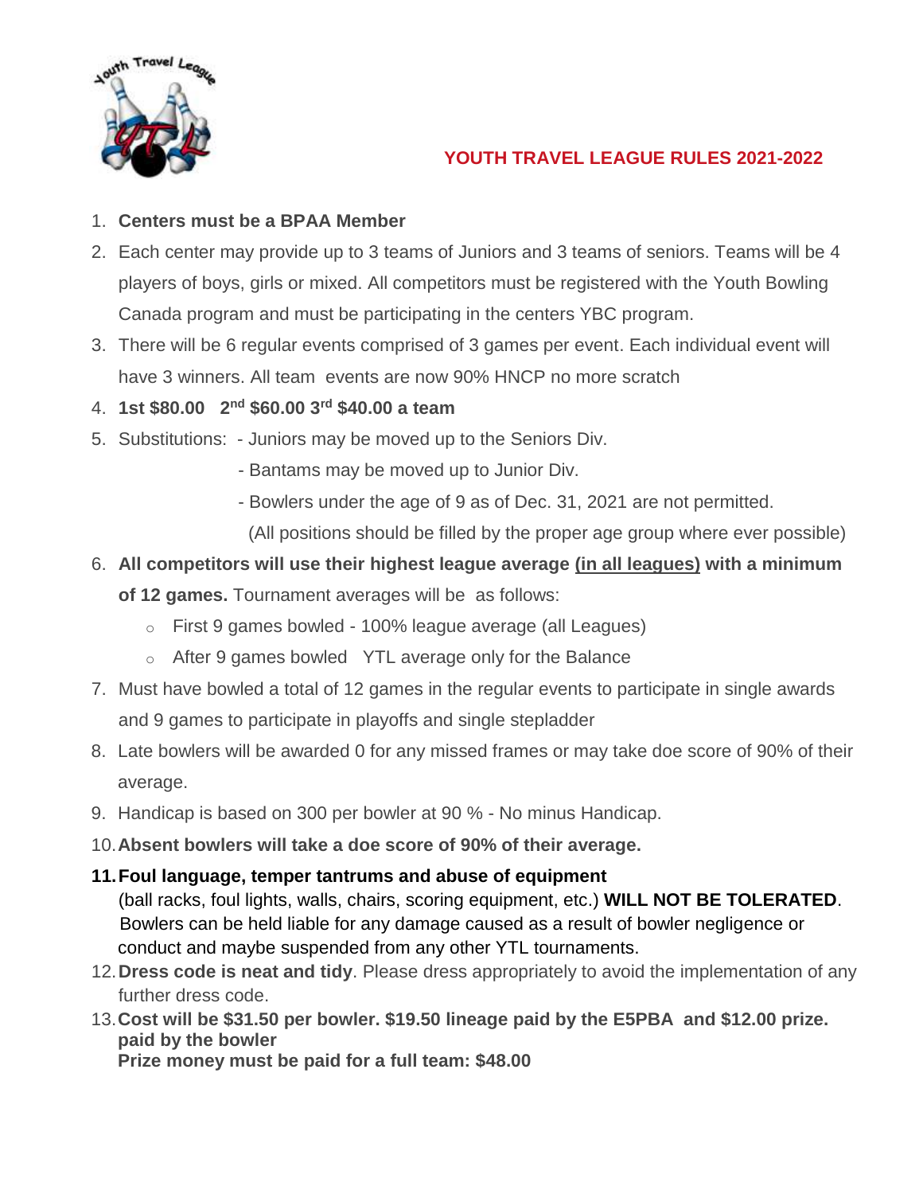# YOUTH TRAVEL LEAGUE RULES 2021-2022

1. **Centers must be a BPAA Member**
2. Each center may provide up to 3 teams of Juniors and 3 teams of seniors. Teams will be 4 players of boys, girls or mixed. All competitors must be registered with the Youth Bowling Canada program and must be participating in the centers YBC program.
3. There will be 6 regular events comprised of 3 games per event. Each individual event will have 3 winners. All team events are now 90% HNCP no more scratch
4. **1st $80.00 2nd $60.00 3rd $40.00 a team**
5. Substitutions: - Juniors may be moved up to the Seniors Div.
   - Bantams may be moved up to Junior Div.
   - Bowlers under the age of 9 as of Dec. 31, 2021 are not permitted.

   (All positions should be filled by the proper age group where ever possible)
6. **All competitors will use their highest league average <u>(in all leagues)</u> with a minimum of 12 games.** Tournament averages will be as follows:
   - First 9 games bowled - 100% league average (all Leagues)
   - After 9 games bowled YTL average only for the Balance
7. Must have bowled a total of 12 games in the regular events to participate in single awards and 9 games to participate in playoffs and single stepladder
8. Late bowlers will be awarded 0 for any missed frames or may take doe score of 90% of their average.
9. Handicap is based on 300 per bowler at 90 % - No minus Handicap.
10. **Absent bowlers will take a doe score of 90% of their average.**
11. **Foul language, temper tantrums and abuse of equipment** (ball racks, foul lights, walls, chairs, scoring equipment, etc.) **WILL NOT BE TOLERATED**. Bowlers can be held liable for any damage caused as a result of bowler negligence or conduct and maybe suspended from any other YTL tournaments.
12. **Dress code is neat and tidy**. Please dress appropriately to avoid the implementation of any further dress code.
13. **Cost will be $31.50 per bowler. $19.50 lineage paid by the E5PBA and $12.00 prize. paid by the bowler**

    **Prize money must be paid for a full team: $48.00**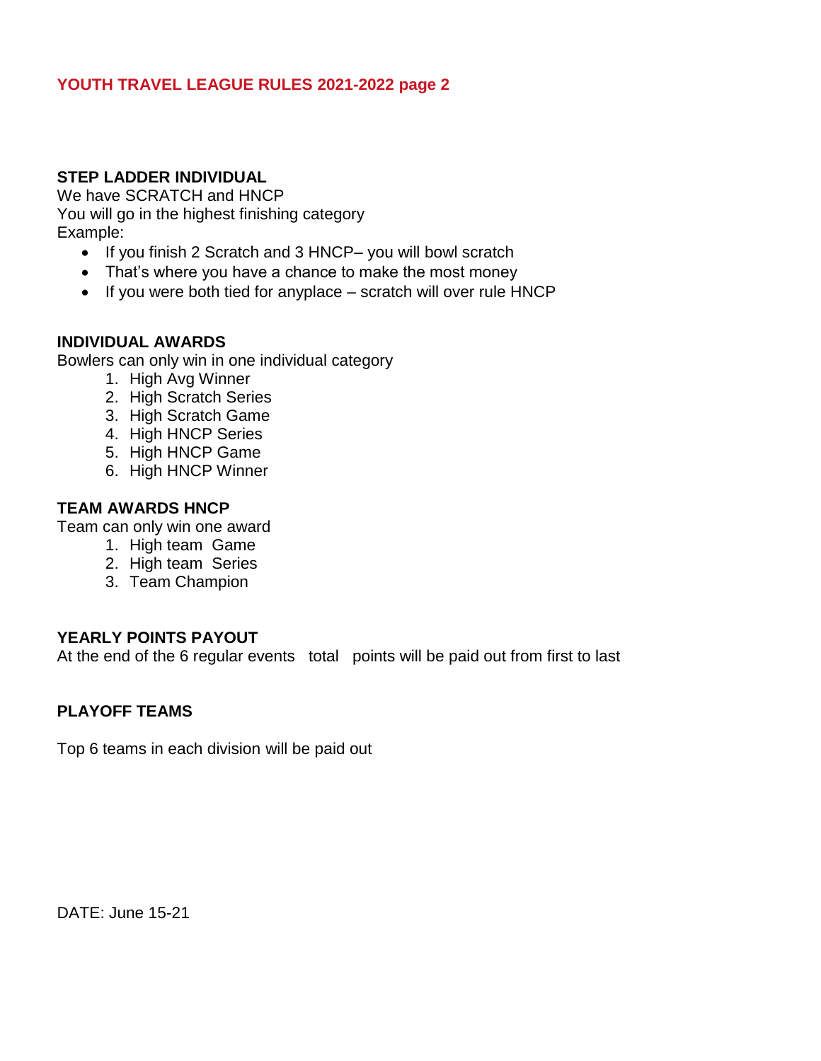# YOUTH TRAVEL LEAGUE RULES 2021-2022 page 2

**STEP LADDER INDIVIDUAL**

We have SCRATCH and HNCP
You will go in the highest finishing category
Example:

- If you finish 2 Scratch and 3 HNCP– you will bowl scratch
- That's where you have a chance to make the most money
- If you were both tied for anyplace – scratch will over rule HNCP

**INDIVIDUAL AWARDS**

Bowlers can only win in one individual category

1. High Avg Winner
2. High Scratch Series
3. High Scratch Game
4. High HNCP Series
5. High HNCP Game
6. High HNCP Winner

**TEAM AWARDS HNCP**

Team can only win one award

1. High team Game
2. High team Series
3. Team Champion

**YEARLY POINTS PAYOUT**

At the end of the 6 regular events total points will be paid out from first to last

**PLAYOFF TEAMS**

Top 6 teams in each division will be paid out

DATE: June 15-21